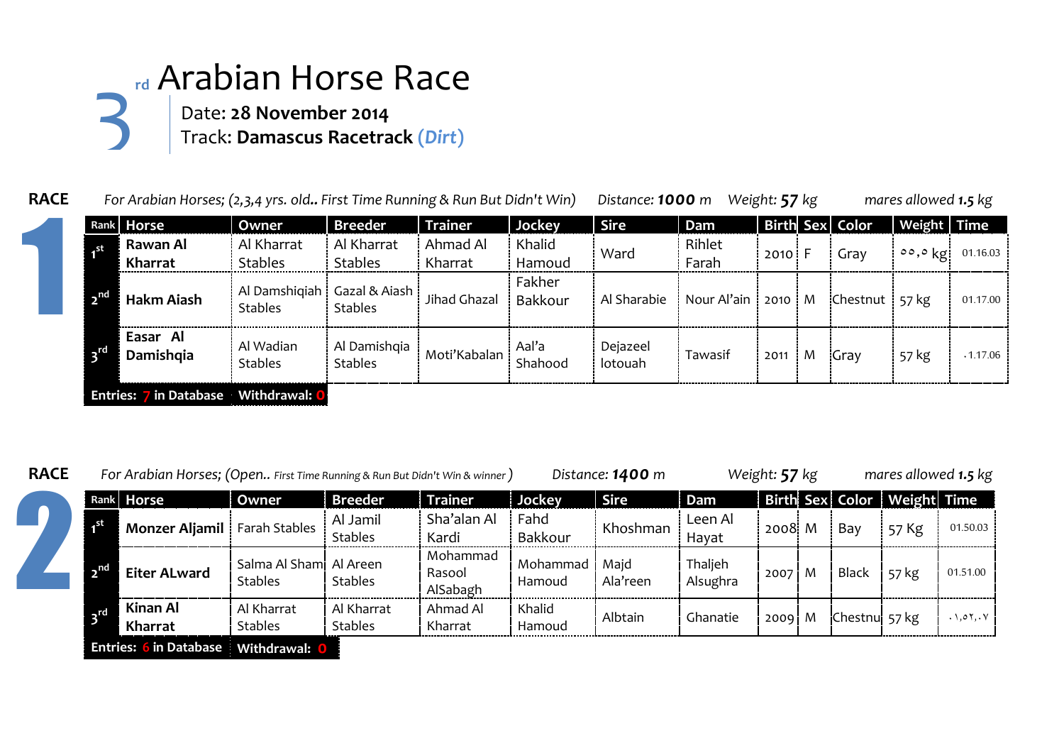# 3rd Arabian Horse Race

Date: **28 November 2014**
Track: **Damascus Racetrack** ***(Dirt)***

## RACE 1

*For Arabian Horses; (2,3,4 yrs. old.. First Time Running & Run But Didn't Win)* *Distance:* ***1000*** *m* *Weight:* ***57*** *kg* *mares allowed* ***1.5*** *kg*

| Rank | Horse | Owner | Breeder | Trainer | Jockey | Sire | Dam | Birth | Sex | Color | Weight | Time |
|---|---|---|---|---|---|---|---|---|---|---|---|---|
| 1st | **Rawan Al Kharrat** | Al Kharrat Stables | Al Kharrat Stables | Ahmad Al Kharrat | Khalid Hamoud | Ward | Rihlet Farah | 2010 | F | Gray | ٥٥,٥ kg | 01.16.03 |
| 2nd | **Hakm Aiash** | Al Damshiqiah Stables | Gazal & Aiash Stables | Jihad Ghazal | Fakher Bakkour | Al Sharabie | Nour Al'ain | 2010 | M | Chestnut | 57 kg | 01.17.00 |
| 3rd | **Easar Al Damishqia** | Al Wadian Stables | Al Damishqia Stables | Moti'Kabalan | Aal'a Shahood | Dejazeel lotouah | Tawasif | 2011 | M | Gray | 57 kg | ٠1.17.06 |

**Entries: 7 in Database** **Withdrawal: 0**

## RACE 2

*For Arabian Horses; (Open.. First Time Running & Run But Didn't Win & winner )* *Distance:* ***1400*** *m* *Weight:* ***57*** *kg* *mares allowed* ***1.5*** *kg*

| Rank | Horse | Owner | Breeder | Trainer | Jockey | Sire | Dam | Birth | Sex | Color | Weight | Time |
|---|---|---|---|---|---|---|---|---|---|---|---|---|
| 1st | **Monzer Aljamil** | Farah Stables | Al Jamil Stables | Sha'alan Al Kardi | Fahd Bakkour | Khoshman | Leen Al Hayat | 2008 | M | Bay | 57 Kg | 01.50.03 |
| 2nd | **Eiter ALward** | Salma Al Shami Stables | Al Areen Stables | Mohammad Rasool AlSabagh | Mohammad Hamoud | Majd Ala'reen | Thaljeh Alsughra | 2007 | M | Black | 57 kg | 01.51.00 |
| 3rd | **Kinan Al Kharrat** | Al Kharrat Stables | Al Kharrat Stables | Ahmad Al Kharrat | Khalid Hamoud | Albtain | Ghanatie | 2009 | M | Chestnu | 57 kg | ٠١,٥٢,٠٧ |

**Entries: 6 in Database** **Withdrawal: 0**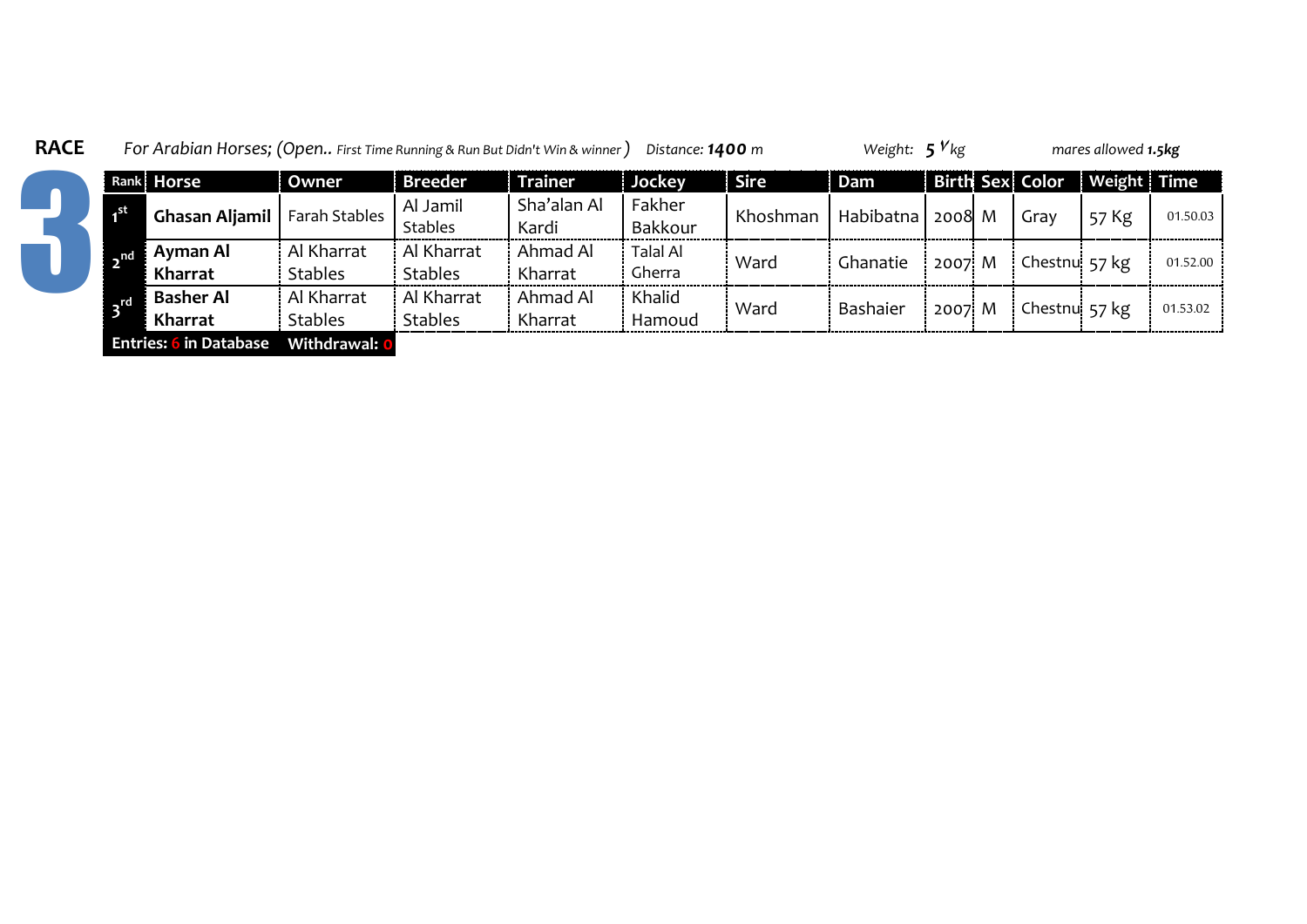# RACE 3

*For Arabian Horses; (Open.. First Time Running & Run But Didn't Win & winner )* *Distance:* ***1400*** *m* *Weight:* ***5*** $^{V}$*kg* *mares allowed* ***1.5kg***

| Rank | Horse | Owner | Breeder | Trainer | Jockey | Sire | Dam | Birth | Sex | Color | Weight | Time |
|---|---|---|---|---|---|---|---|---|---|---|---|---|
| 1st | **Ghasan Aljamil** | Farah Stables | Al Jamil Stables | Sha'alan Al Kardi | Fakher Bakkour | Khoshman | Habibatna | 2008 | M | Gray | 57 Kg | 01.50.03 |
| 2nd | **Ayman Al Kharrat** | Al Kharrat Stables | Al Kharrat Stables | Ahmad Al Kharrat | Talal Al Gherra | Ward | Ghanatie | 2007 | M | Chestnu | 57 kg | 01.52.00 |
| 3rd | **Basher Al Kharrat** | Al Kharrat Stables | Al Kharrat Stables | Ahmad Al Kharrat | Khalid Hamoud | Ward | Bashaier | 2007 | M | Chestnu | 57 kg | 01.53.02 |

**Entries: 6 in Database** **Withdrawal: 0**